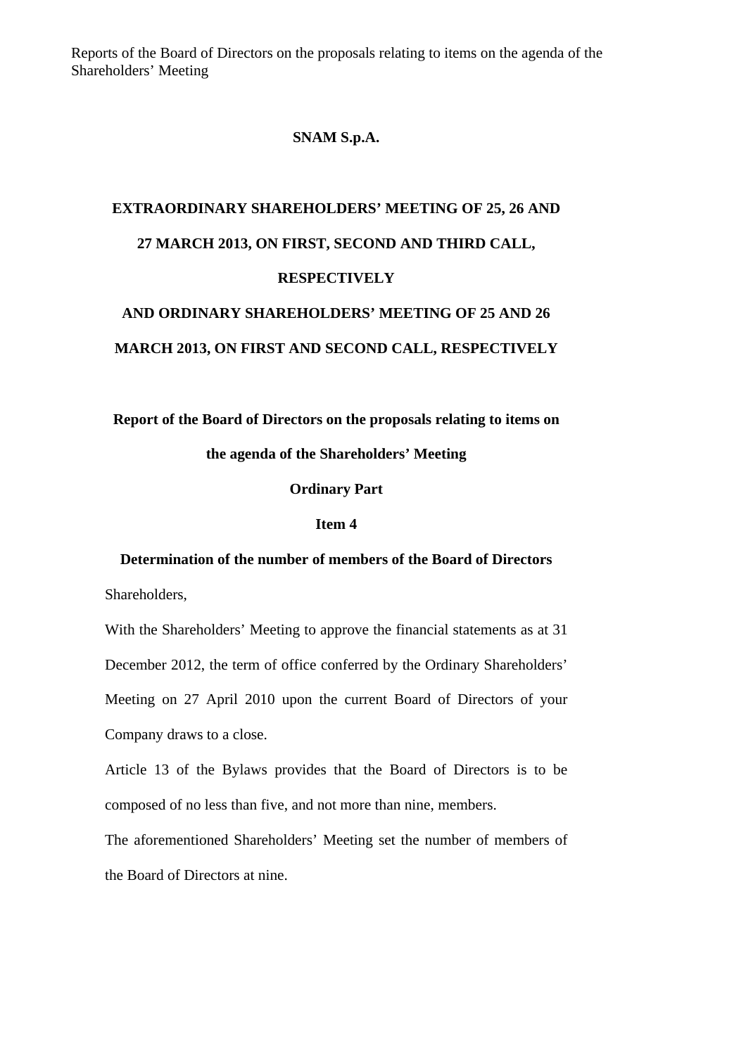Reports of the Board of Directors on the proposals relating to items on the agenda of the Shareholders' Meeting

# SNAM S.p.A.

## EXTRAORDINARY SHAREHOLDERS' MEETING OF 25, 26 AND 27 MARCH 2013, ON FIRST, SECOND AND THIRD CALL, RESPECTIVELY AND ORDINARY SHAREHOLDERS' MEETING OF 25 AND 26 MARCH 2013, ON FIRST AND SECOND CALL, RESPECTIVELY

## Report of the Board of Directors on the proposals relating to items on the agenda of the Shareholders' Meeting

### Ordinary Part

### Item 4

### Determination of the number of members of the Board of Directors

Shareholders,

With the Shareholders' Meeting to approve the financial statements as at 31 December 2012, the term of office conferred by the Ordinary Shareholders' Meeting on 27 April 2010 upon the current Board of Directors of your Company draws to a close.

Article 13 of the Bylaws provides that the Board of Directors is to be composed of no less than five, and not more than nine, members.

The aforementioned Shareholders' Meeting set the number of members of the Board of Directors at nine.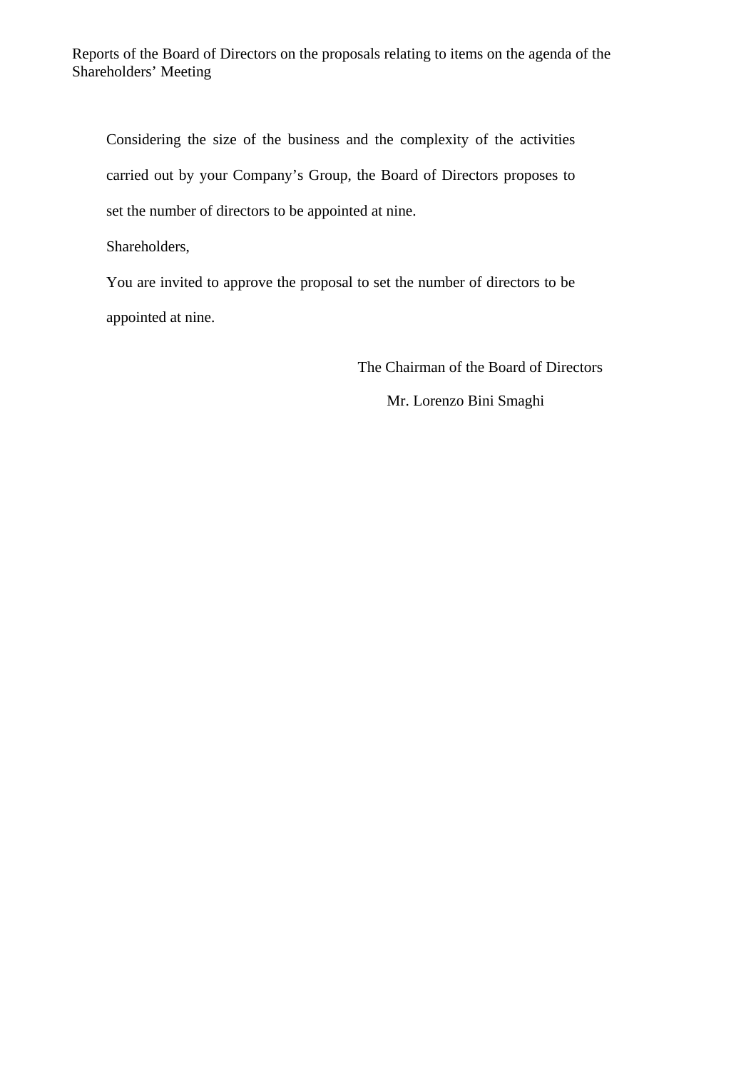Considering the size of the business and the complexity of the activities carried out by your Company's Group, the Board of Directors proposes to set the number of directors to be appointed at nine.

Shareholders,

You are invited to approve the proposal to set the number of directors to be appointed at nine.

The Chairman of the Board of Directors

Mr. Lorenzo Bini Smaghi